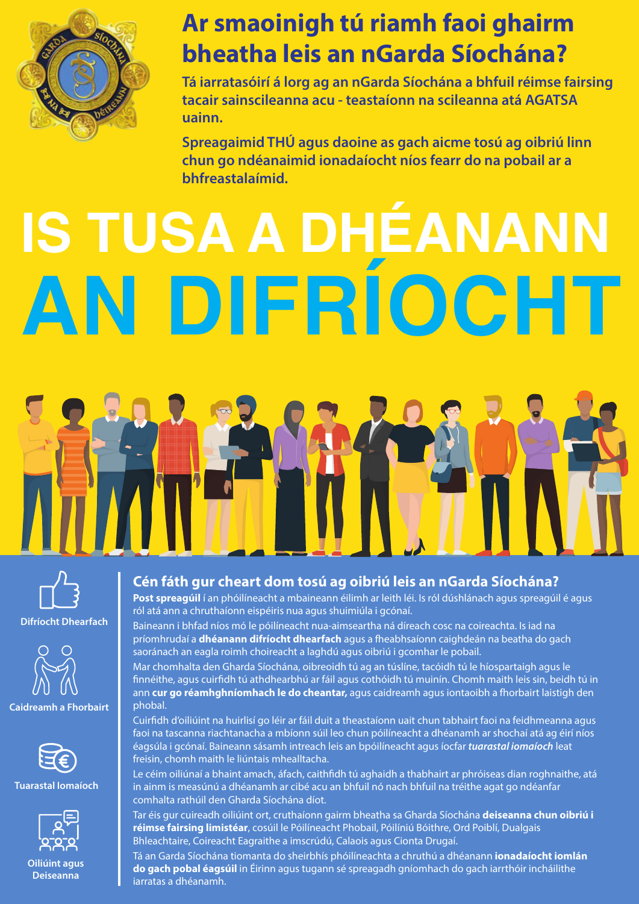# Ar smaoinigh tú riamh faoi ghairm bheatha leis an nGarda Síochána?

**Tá iarratasóirí á lorg ag an nGarda Síochána a bhfuil réimse fairsing tacair sainscileanna acu - teastaíonn na scileanna atá AGATSA uainn.**

**Spreagaimid THÚ agus daoine as gach aicme tosú ag oibriú linn chun go ndéanaimid ionadaíocht níos fearr do na pobail ar a bhfreastalaímid.**

# IS TUSA A DHÉANANN AN DIFRÍOCHT

Difríocht Dhearfach

Caidreamh a Fhorbairt

Tuarastal Iomaíoch

Oiliúint agus Deiseanna

## Cén fáth gur cheart dom tosú ag oibriú leis an nGarda Síochána?

**Post spreagúil** í an phóilíneacht a mbaineann éilimh ar leith léi. Is ról dúshlánach agus spreagúil é agus ról atá ann a chruthaíonn eispéiris nua agus shuimiúla i gcónaí.

Baineann i bhfad níos mó le póilíneacht nua-aimseartha ná díreach cosc na coireachta. Is iad na príomhrudaí a **dhéanann difríocht dhearfach** agus a fheabhsaíonn caighdeán na beatha do gach saoránach an eagla roimh choireacht a laghdú agus oibriú i gcomhar le pobail.

Mar chomhalta den Gharda Síochána, oibreoidh tú ag an túslíne, tacóidh tú le híospartaigh agus le finnéithe, agus cuirfidh tú athdhearbhú ar fáil agus cothóidh tú muinín. Chomh maith leis sin, beidh tú in ann **cur go réamhghníomhach le do cheantar,** agus caidreamh agus iontaoibh a fhorbairt laistigh den phobal.

Cuirfidh d'oiliúint na huirlisí go léir ar fáil duit a theastaíonn uait chun tabhairt faoi na feidhmeanna agus faoi na tascanna riachtanacha a mbíonn súil leo chun póilíneacht a dhéanamh ar shochaí atá ag éirí níos éagsúla i gcónaí. Baineann sásamh intreach leis an bpóilíneacht agus íocfar ***tuarastal iomaíoch*** leat freisin, chomh maith le liúntais mhealltacha.

Le céim oiliúnaí a bhaint amach, áfach, caithfidh tú aghaidh a thabhairt ar phróiseas dian roghnaithe, atá in ainm is measúnú a dhéanamh ar cibé acu an bhfuil nó nach bhfuil na tréithe agat go ndéanfar comhalta rathúil den Gharda Síochána díot.

Tar éis gur cuireadh oiliúint ort, cruthaíonn gairm bheatha sa Gharda Síochána **deiseanna chun oibriú i réimse fairsing limistéar**, cosúil le Póilíneacht Phobail, Póilíniú Bóithre, Ord Poiblí, Dualgais Bhleachtaire, Coireacht Eagraithe a imscrúdú, Calaois agus Cionta Drugaí.

Tá an Garda Síochána tiomanta do sheirbhís phóilíneachta a chruthú a dhéanann **ionadaíocht iomlán do gach pobal éagsúil** in Éirinn agus tugann sé spreagadh gníomhach do gach iarrthóir incháilithe iarratas a dhéanamh.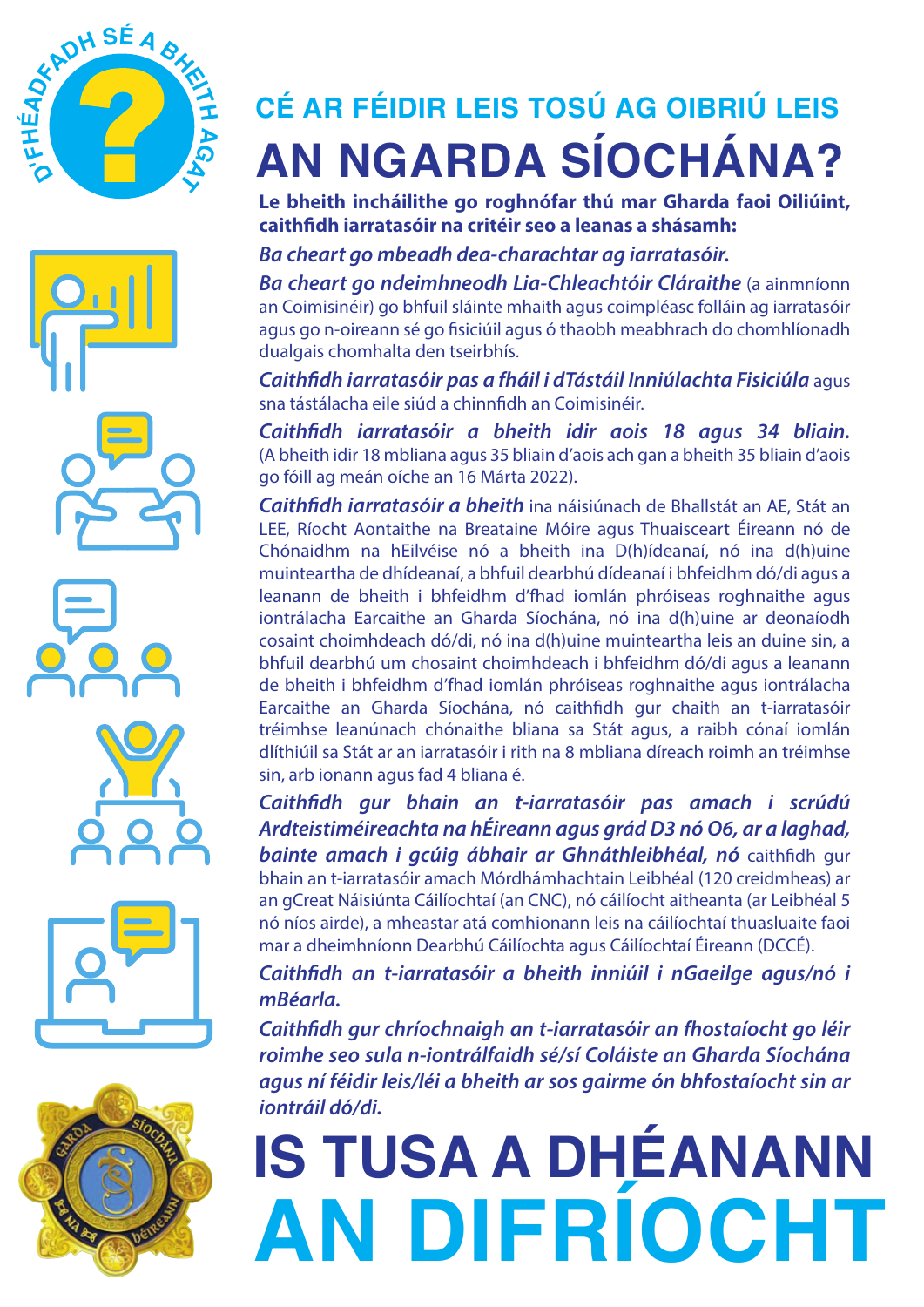D'FHÉADFADH SÉ A BHEITH AGAT

## CÉ AR FÉIDIR LEIS TOSÚ AG OIBRIÚ LEIS

# AN NGARDA SÍOCHÁNA?

**Le bheith incháilithe go roghnófar thú mar Gharda faoi Oiliúint, caithfidh iarratasóir na critéir seo a leanas a shásamh:**

***Ba cheart go mbeadh dea-charachtar ag iarratasóir.***

***Ba cheart go ndeimhneodh Lia-Chleachtóir Cláraithe*** (a ainmníonn an Coimisinéir) go bhfuil sláinte mhaith agus coimpléasc folláin ag iarratasóir agus go n-oireann sé go fisiciúil agus ó thaobh meabhrach do chomhlíonadh dualgais chomhalta den tseirbhís.

***Caithfidh iarratasóir pas a fháil i dTástáil Inniúlachta Fisiciúla*** agus sna tástálacha eile siúd a chinnfidh an Coimisinéir.

***Caithfidh iarratasóir a bheith idir aois 18 agus 34 bliain.*** (A bheith idir 18 mbliana agus 35 bliain d'aois ach gan a bheith 35 bliain d'aois go fóill ag meán oíche an 16 Márta 2022).

***Caithfidh iarratasóir a bheith*** ina náisiúnach de Bhallstát an AE, Stát an LEE, Ríocht Aontaithe na Breataine Móire agus Thuaisceart Éireann nó de Chónaidhm na hEilvéise nó a bheith ina D(h)ídeanaí, nó ina d(h)uine muinteartha de dhídeanaí, a bhfuil dearbhú dídeanaí i bhfeidhm dó/di agus a leanann de bheith i bhfeidhm d'fhad iomlán phróiseas roghnaithe agus iontrálacha Earcaithe an Gharda Síochána, nó ina d(h)uine ar deonaíodh cosaint choimhdeach dó/di, nó ina d(h)uine muinteartha leis an duine sin, a bhfuil dearbhú um chosaint choimhdeach i bhfeidhm dó/di agus a leanann de bheith i bhfeidhm d'fhad iomlán phróiseas roghnaithe agus iontrálacha Earcaithe an Gharda Síochána, nó caithfidh gur chaith an t-iarratasóir tréimhse leanúnach chónaithe bliana sa Stát agus, a raibh cónaí iomlán dlíthiúil sa Stát ar an iarratasóir i rith na 8 mbliana díreach roimh an tréimhse sin, arb ionann agus fad 4 bliana é.

***Caithfidh gur bhain an t-iarratasóir pas amach i scrúdú Ardteistiméireachta na hÉireann agus grád D3 nó O6, ar a laghad, bainte amach i gcúig ábhair ar Ghnáthleibhéal, nó*** caithfidh gur bhain an t-iarratasóir amach Mórdhámhachtain Leibhéal (120 creidmheas) ar an gCreat Náisiúnta Cáilíochtaí (an CNC), nó cáilíocht aitheanta (ar Leibhéal 5 nó níos airde), a mheastar atá comhionann leis na cáilíochtaí thuasluaite faoi mar a dheimhníonn Dearbhú Cáilíochta agus Cáilíochtaí Éireann (DCCÉ).

***Caithfidh an t-iarratasóir a bheith inniúil i nGaeilge agus/nó i mBéarla.***

***Caithfidh gur chríochnaigh an t-iarratasóir an fhostaíocht go léir roimhe seo sula n-iontrálfaidh sé/sí Coláiste an Gharda Síochána agus ní féidir leis/léi a bheith ar sos gairme ón bhfostaíocht sin ar iontráil dó/di.***

# IS TUSA A DHÉANANN AN DIFRÍOCHT